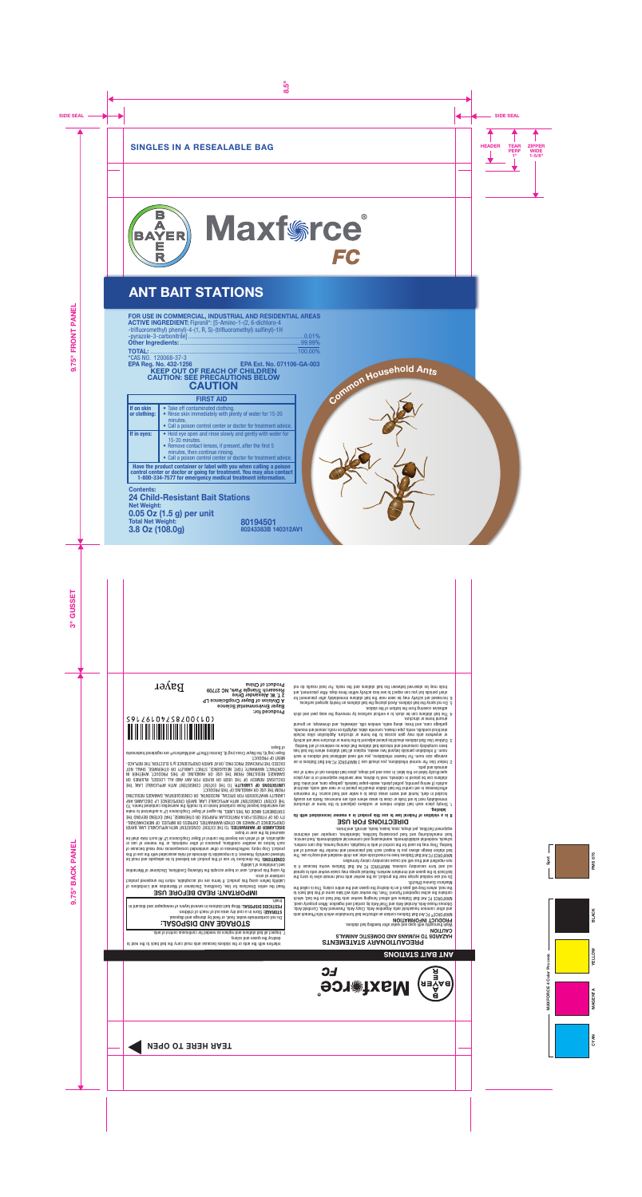**SINGLES IN A RESEALABLE BAG**

BAYER

# Maxforce® FC

## ANT BAIT STATIONS

Common Household Ants

**FOR USE IN COMMERCIAL, INDUSTRIAL AND RESIDENTIAL AREAS**

**ACTIVE INGREDIENT:** Fipronil*: [5-Amino-1-(2, 6-dichloro-4-trifluoromethyl) phenyl)-4-(1, R, S)-(trifluoromethyl) sulfinyl)-1H-pyrazole-3-carbonitrile] ............ 0.01%

**Other Ingredients:** ............ 99.99%

**TOTAL:** ............ 100.00%

*CAS NO. 120068-37-3

**EPA Reg. No. 432-1256** **EPA Est. No. 071106-GA-003**

**KEEP OUT OF REACH OF CHILDREN**

**CAUTION: SEE PRECAUTIONS BELOW**

**CAUTION**

| FIRST AID | |
|---|---|
| **If on skin or clothing:** | • Take off contaminated clothing.<br>• Rinse skin immediately with plenty of water for 15-20 minutes.<br>• Call a poison control center or doctor for treatment advice. |
| **If in eyes:** | • Hold eye open and rinse slowly and gently with water for 15-20 minutes.<br>• Remove contact lenses, if present, after the first 5 minutes, then continue rinsing.<br>• Call a poison control center or doctor for treatment advice. |
| **Have the product container or label with you when calling a poison control center or doctor or going for treatment. You may also contact 1-800-334-7577 for emergency medical treatment information.** | |

**Contents:**
**24 Child-Resistant Bait Stations**

**Net Weight:**
**0.05 Oz (1.5 g) per unit**

**Total Net Weight:**
**3.8 Oz (108.0g)**

**80194501**
**80243383B 140312AV1**

---

Maxforce® FC

## ANT BAIT STATIONS

### PRECAUTIONARY STATEMENTS
### HAZARDS TO HUMANS AND DOMESTIC ANIMALS

**CAUTION**

### PRODUCT INFORMATION

### DIRECTIONS FOR USE

**It is a violation of Federal law to use this product in a manner inconsistent with its labeling.**

### STORAGE AND DISPOSAL

Do not contaminate water, food, or feed by storage and disposal.

**STORAGE:** Store in a cool dry area out of reach of children.

**PESTICIDE DISPOSAL:** Wrap bait stations in several layers of newspaper and discard in trash.

### IMPORTANT: READ BEFORE USE

**Produced for:**
**Bayer Environmental Science**
**A Division of Bayer CropScience LP**
**2 T.W. Alexander Drive**
**Research Triangle Park, NC 27709**
**Product of China**

Bayer

TEAR HERE TO OPEN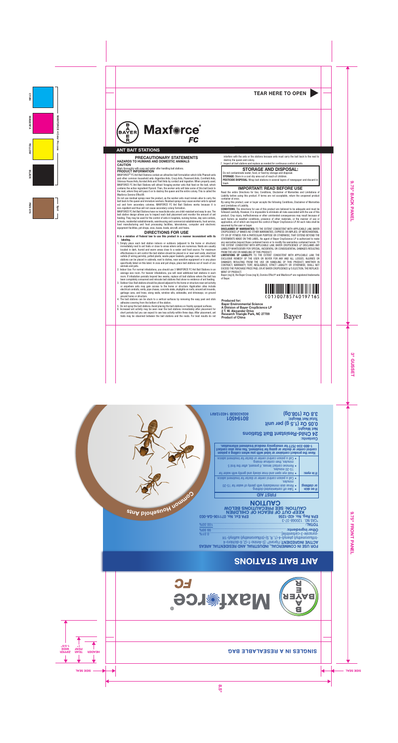TEAR HERE TO OPEN

Maxforce® FC

## ANT BAIT STATIONS

### PRECAUTIONARY STATEMENTS

**HAZARDS TO HUMANS AND DOMESTIC ANIMALS**

**CAUTION**

Wash thoroughly with soap and water after handling bait stations.

**PRODUCT INFORMATION**

MAXFORCE® FC Ant Bait Stations contain an attractive bait formulation which kills Pharaoh ants and other common household ants: Argentine Ants, Crazy Ants, Pavement Ants, Cornfield Ants, Odorous House Ants, Acrobat Ants and Thief Ants by contact and ingestion. When properly used, MAXFORCE FC Ant Bait Stations will attract foraging worker ants that feed on this bait, which contains the active ingredient Fipronil. Then, the worker ants will take some of this bait back to the nest, where they will pass it on to destroy the queen and the entire colony. This is called the Maxforce Domino Effect®.

Do not use residual sprays near the product, as the worker ants must remain alive to carry the bait back to the queen and immature workers. Residual sprays may cause worker ants to spread out and form secondary colonies. MAXFORCE FC Ant Bait Stations works because it is non-repellent and thus will not cause secondary colony formation.

MAXFORCE FC Ant Bait Stations have no insecticide odor, are child-resistant and easy to use. The bait station design allows you to inspect each bait placement and monitor the amount of ant feeding. They may be used for the control of ants in hospitals, nursing homes, day care centers, schools, residential establishments, warehousing and commercial establishments, food service, food manufacturing and food processing facilities, laboratories, computer and electronic equipment facilities, pet shops, zoos, buses, boats, aircraft, and trains.

### DIRECTIONS FOR USE

**It is a violation of Federal law to use this product in a manner inconsistent with its labeling.**

1. Simply place each bait station indoors or outdoors (adjacent to the home or structure) immediately next to ant trails or close to areas where ants are numerous. Nests are usually located in dark, humid and warm areas close to a water and food source. For maximum effectiveness in and control the bait station should be placed in or near wall voids, electrical outlets (if wiring permits), potted plants, waste-paper baskets, garbage cans, and sinks. Bait stations can be placed in cabinets, next to dishes, near sensitive equipment or in any place specifically listed on this label. In zoos and pet shops, place bait stations out of reach of zoo animals and pets.
2. Indoor Use: For normal infestations, you should use 3 MAXFORCE FC Ant Bait Stations in an average size room. For heavier infestations, you will need additional bait stations in each room. If infestation persists beyond two weeks, replace all bait stations where the bait has been completely consumed and relocate bait stations that show no evidence of ant feeding.
3. Outdoor Use: Bait stations should be placed adjacent to the home or structure near ant activity or anywhere ants may gain access to the home or structure. Application sites include electrical conduits, vents, pipe chases, concrete slabs, skylights on roofs; around ant mounds, garbage cans, and trees; along walls, window sills, sidewalks, and driveways; on ground around home or structure.
4. The bait stations can be stuck to a vertical surfaces by removing the easy peel and stick adhesive covering from the bottom of the station.
5. Do not spray the bait stations. Avoid placing the bait stations on freshly sprayed surfaces.
6. Increased ant activity may be seen near the bait stations immediately after placement for short periods but you can expect to see less activity within three days. After placement, ant trails may be observed between the bait stations and the nests. For best results do not interfere with the ants or the stations because ants must carry the bait back to the nest to destroy the queen and colony.
7. Inspect all bait stations and replace as needed for continuous control of ants.

### STORAGE AND DISPOSAL:

Do not contaminate water, food, or feed by storage and disposal.

**STORAGE:** Store in a cool dry area out of reach of children.

**PESTICIDE DISPOSAL:** Wrap bait stations in several layers of newspaper and discard in trash.

### IMPORTANT: READ BEFORE USE

Read the entire Directions for Use, Conditions, Disclaimer of Warranties and Limitations of Liability before using this product. If terms are not acceptable, return the unopened product container at once.

By using this product, user or buyer accepts the following Conditions, Disclaimer of Warranties and Limitations of Liability.

**CONDITIONS:** The directions for use of this product are believed to be adequate and must be followed carefully. However, it is impossible to eliminate all risks associated with the use of this product. Crop injury, ineffectiveness or other unintended consequences may result because of such factors as weather conditions, presence of other materials, or the manner of use or application, all of which are beyond the control of Bayer CropScience LP. All such risks shall be assumed by the user or buyer.

**DISCLAIMER OF WARRANTIES:** TO THE EXTENT CONSISTENT WITH APPLICABLE LAW, BAYER CROPSCIENCE LP MAKES NO OTHER WARRANTIES, EXPRESS OR IMPLIED, OF MERCHANTABILITY OR OF FITNESS FOR A PARTICULAR PURPOSE OR OTHERWISE, THAT EXTEND BEYOND THE STATEMENTS MADE ON THIS LABEL. No agent of Bayer CropScience LP is authorized to make any warranties beyond those contained herein or to modify the warranties contained herein. TO THE EXTENT CONSISTENT WITH APPLICABLE LAW, BAYER CROPSCIENCE LP DISCLAIMS ANY LIABILITY WHATSOEVER FOR SPECIAL, INCIDENTAL OR CONSEQUENTIAL DAMAGES RESULTING FROM THE USE OR HANDLING OF THIS PRODUCT.

**LIMITATIONS OF LIABILITY:** TO THE EXTENT CONSISTENT WITH APPLICABLE LAW, THE EXCLUSIVE REMEDY OF THE USER OR BUYER FOR ANY AND ALL LOSSES, INJURIES OR DAMAGES RESULTING FROM THE USE OR HANDLING OF THIS PRODUCT, WHETHER IN CONTRACT, WARRANTY, TORT, NEGLIGENCE, STRICT LIABILITY OR OTHERWISE, SHALL NOT EXCEED THE PURCHASE PRICE PAID, OR AT BAYER CROPSCIENCE LP'S ELECTION, THE REPLACEMENT OF PRODUCT.

Bayer (reg'd), the Bayer Cross (reg'd), Domino Effect® and Maxforce® are registered trademarks of Bayer.

(01)00785740197165

**Produced for:**
**Bayer Environmental Science**
**A Division of Bayer CropScience LP**
**2 T. W. Alexander Drive**
**Research Triangle Park, NC 27709**
**Product of China**

Bayer

---

SINGLES IN A RESEALABLE BAG

Maxforce® FC

# ANT BAIT STATIONS

**FOR USE IN COMMERCIAL, INDUSTRIAL AND RESIDENTIAL AREAS**

| | |
|---|---|
| **ACTIVE INGREDIENT:** Fipronil*: [5-Amino-1-[2,6-dichloro-4-(trifluoromethyl) phenyl]-4-(1, R, S)-(trifluoromethyl) sulfinyl]-1H-pyrazole-3-carbonitrile] | 0.01% |
| **Other Ingredients:** | 99.99% |
| **TOTAL:** | 100.00% |

*CAS NO. 120068-37-3

**EPA Reg. No. 432-1256** EPA Est. No. 071106-GA-003

**KEEP OUT OF REACH OF CHILDREN**
**CAUTION: SEE PRECAUTIONS BELOW**

**CAUTION**

**FIRST AID**

| | |
|---|---|
| **If on skin or clothing:** | • Take off contaminated clothing.<br>• Rinse skin immediately with plenty of water for 15-20 minutes.<br>• Call a poison control center or doctor for treatment advice. |
| **If in eyes:** | • Hold eye open and rinse slowly and gently with water for 15-20 minutes.<br>• Remove contact lenses, if present, after the first 5 minutes, then continue rinsing.<br>• Call a poison control center or doctor for treatment advice. |

**Have the product container or label with you when calling a poison control center or doctor or going for treatment. You may also contact 1-800-334-7577 for emergency medical treatment information.**

**Contents:**
**24 Child-Resistant Bait Stations**

**Net Weight:**
**0.05 OZ (1.5 g) per unit**

**Total Net Weight:**
**3.8 OZ (108.0g)**

80194501
80243383B 140312AV1

Common Household Ants